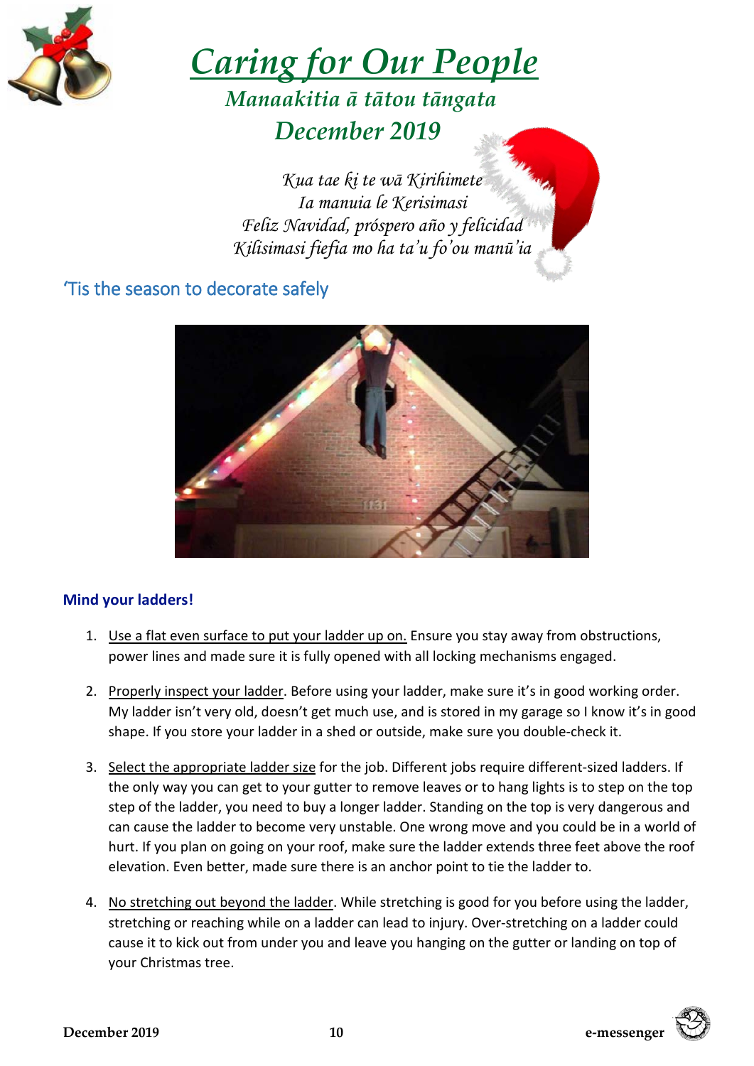# *Caring for Our People*

## *Manaakitia ā tātou tāngata*

## *December 2019*

*Kua tae ki te wā Kirihimete*
*Ia manuia le Kerisimasi*
*Feliz Navidad, próspero año y felicidad*
*Kilisimasi fiefia mo ha ta'u fo'ou manū'ia*

## 'Tis the season to decorate safely

### Mind your ladders!

1. Use a flat even surface to put your ladder up on. Ensure you stay away from obstructions, power lines and made sure it is fully opened with all locking mechanisms engaged.

2. Properly inspect your ladder. Before using your ladder, make sure it's in good working order. My ladder isn't very old, doesn't get much use, and is stored in my garage so I know it's in good shape. If you store your ladder in a shed or outside, make sure you double-check it.

3. Select the appropriate ladder size for the job. Different jobs require different-sized ladders. If the only way you can get to your gutter to remove leaves or to hang lights is to step on the top step of the ladder, you need to buy a longer ladder. Standing on the top is very dangerous and can cause the ladder to become very unstable. One wrong move and you could be in a world of hurt. If you plan on going on your roof, make sure the ladder extends three feet above the roof elevation. Even better, made sure there is an anchor point to tie the ladder to.

4. No stretching out beyond the ladder. While stretching is good for you before using the ladder, stretching or reaching while on a ladder can lead to injury. Over-stretching on a ladder could cause it to kick out from under you and leave you hanging on the gutter or landing on top of your Christmas tree.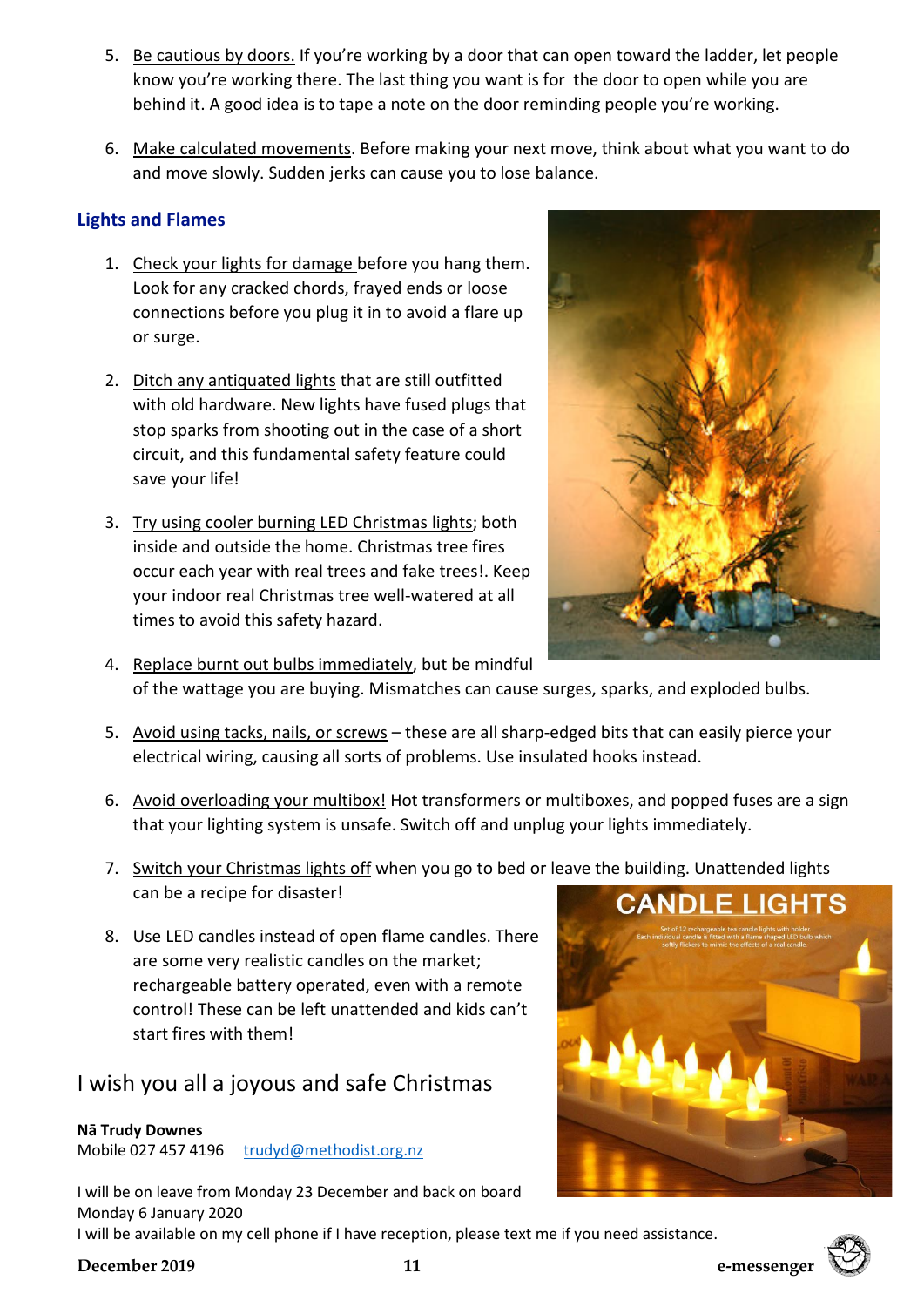5. Be cautious by doors. If you're working by a door that can open toward the ladder, let people know you're working there. The last thing you want is for the door to open while you are behind it. A good idea is to tape a note on the door reminding people you're working.

6. Make calculated movements. Before making your next move, think about what you want to do and move slowly. Sudden jerks can cause you to lose balance.

### Lights and Flames

1. Check your lights for damage before you hang them. Look for any cracked chords, frayed ends or loose connections before you plug it in to avoid a flare up or surge.

2. Ditch any antiquated lights that are still outfitted with old hardware. New lights have fused plugs that stop sparks from shooting out in the case of a short circuit, and this fundamental safety feature could save your life!

3. Try using cooler burning LED Christmas lights; both inside and outside the home. Christmas tree fires occur each year with real trees and fake trees!. Keep your indoor real Christmas tree well-watered at all times to avoid this safety hazard.

4. Replace burnt out bulbs immediately, but be mindful of the wattage you are buying. Mismatches can cause surges, sparks, and exploded bulbs.

5. Avoid using tacks, nails, or screws – these are all sharp-edged bits that can easily pierce your electrical wiring, causing all sorts of problems. Use insulated hooks instead.

6. Avoid overloading your multibox! Hot transformers or multiboxes, and popped fuses are a sign that your lighting system is unsafe. Switch off and unplug your lights immediately.

7. Switch your Christmas lights off when you go to bed or leave the building. Unattended lights can be a recipe for disaster!

8. Use LED candles instead of open flame candles. There are some very realistic candles on the market; rechargeable battery operated, even with a remote control! These can be left unattended and kids can't start fires with them!

CANDLE LIGHTS

Set of 12 rechargeable tea candle lights with holder. Each individual candle is fitted with a flame shaped LED bulb which softly flickers to mimic the effects of a real candle.

## I wish you all a joyous and safe Christmas

**Nā Trudy Downes**
Mobile 027 457 4196 trudyd@methodist.org.nz

I will be on leave from Monday 23 December and back on board Monday 6 January 2020
I will be available on my cell phone if I have reception, please text me if you need assistance.